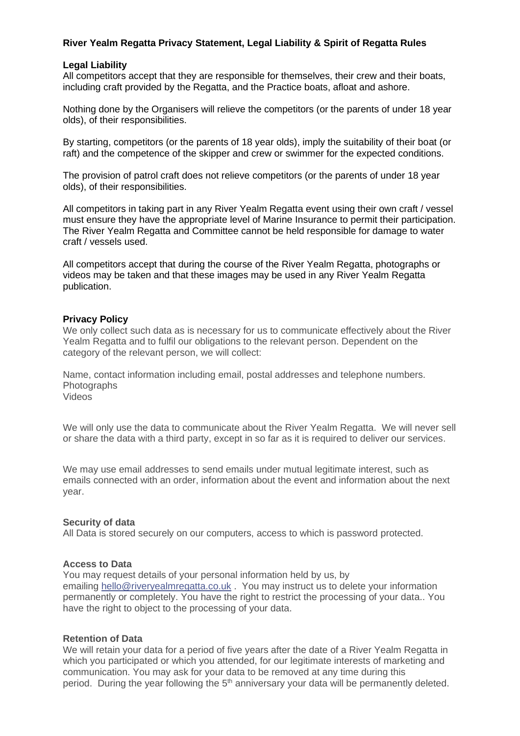**River Yealm Regatta Privacy Statement, Legal Liability & Spirit of Regatta Rules**

**Legal Liability**

All competitors accept that they are responsible for themselves, their crew and their boats, including craft provided by the Regatta, and the Practice boats, afloat and ashore.

Nothing done by the Organisers will relieve the competitors (or the parents of under 18 year olds), of their responsibilities.

By starting, competitors (or the parents of 18 year olds), imply the suitability of their boat (or raft) and the competence of the skipper and crew or swimmer for the expected conditions.

The provision of patrol craft does not relieve competitors (or the parents of under 18 year olds), of their responsibilities.

All competitors in taking part in any River Yealm Regatta event using their own craft / vessel must ensure they have the appropriate level of Marine Insurance to permit their participation. The River Yealm Regatta and Committee cannot be held responsible for damage to water craft / vessels used.

All competitors accept that during the course of the River Yealm Regatta, photographs or videos may be taken and that these images may be used in any River Yealm Regatta publication.

**Privacy Policy**

We only collect such data as is necessary for us to communicate effectively about the River Yealm Regatta and to fulfil our obligations to the relevant person. Dependent on the category of the relevant person, we will collect:

Name, contact information including email, postal addresses and telephone numbers.
Photographs
Videos

We will only use the data to communicate about the River Yealm Regatta. We will never sell or share the data with a third party, except in so far as it is required to deliver our services.

We may use email addresses to send emails under mutual legitimate interest, such as emails connected with an order, information about the event and information about the next year.

**Security of data**

All Data is stored securely on our computers, access to which is password protected.

**Access to Data**

You may request details of your personal information held by us, by emailing [hello@riveryealmregatta.co.uk](mailto:hello@riveryealmregatta.co.uk) . You may instruct us to delete your information permanently or completely. You have the right to restrict the processing of your data.. You have the right to object to the processing of your data.

**Retention of Data**

We will retain your data for a period of five years after the date of a River Yealm Regatta in which you participated or which you attended, for our legitimate interests of marketing and communication. You may ask for your data to be removed at any time during this period. During the year following the 5th anniversary your data will be permanently deleted.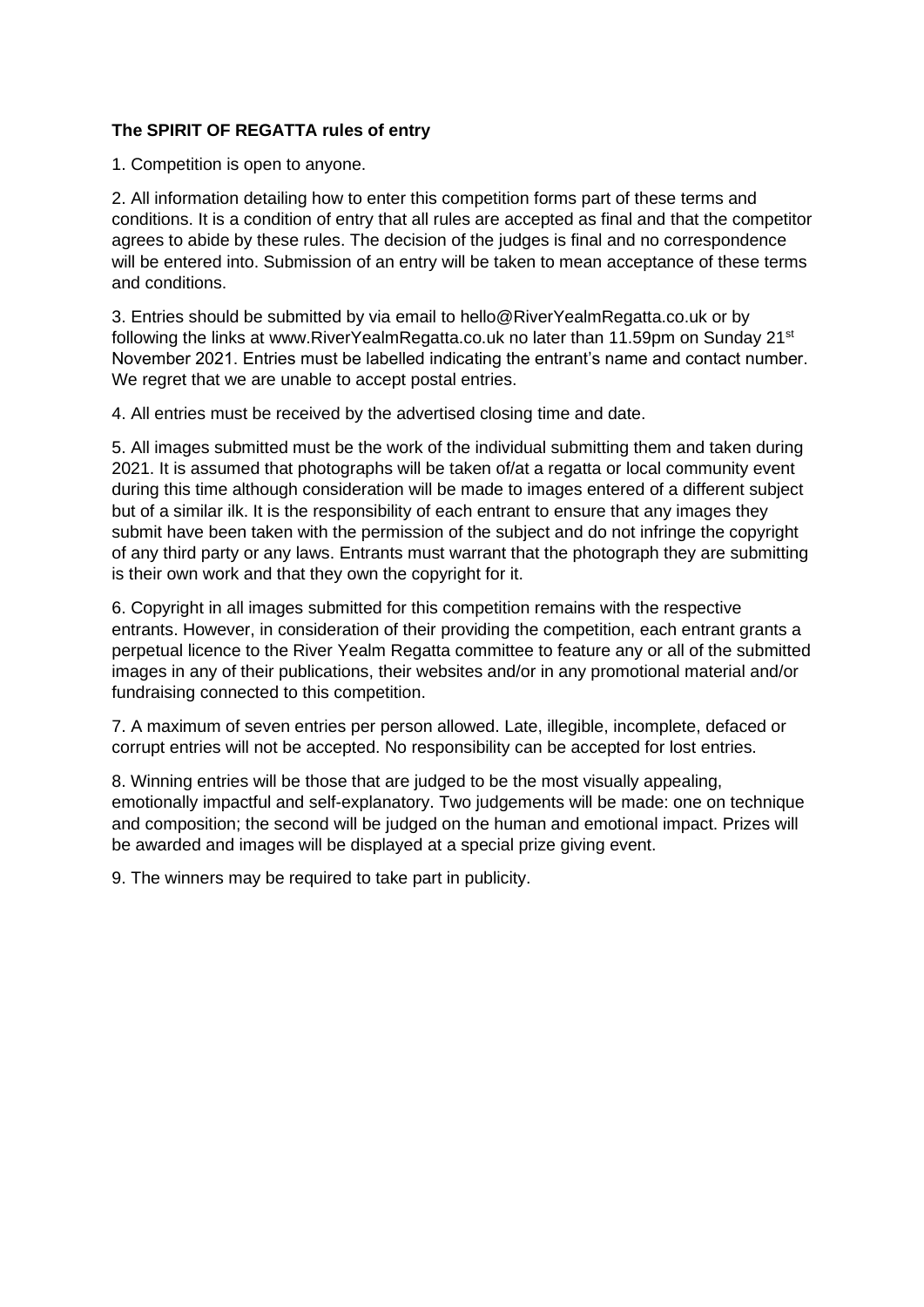**The SPIRIT OF REGATTA rules of entry**

1. Competition is open to anyone.

2. All information detailing how to enter this competition forms part of these terms and conditions. It is a condition of entry that all rules are accepted as final and that the competitor agrees to abide by these rules. The decision of the judges is final and no correspondence will be entered into. Submission of an entry will be taken to mean acceptance of these terms and conditions.

3. Entries should be submitted by via email to hello@RiverYealmRegatta.co.uk or by following the links at www.RiverYealmRegatta.co.uk no later than 11.59pm on Sunday 21st November 2021. Entries must be labelled indicating the entrant's name and contact number. We regret that we are unable to accept postal entries.

4. All entries must be received by the advertised closing time and date.

5. All images submitted must be the work of the individual submitting them and taken during 2021. It is assumed that photographs will be taken of/at a regatta or local community event during this time although consideration will be made to images entered of a different subject but of a similar ilk. It is the responsibility of each entrant to ensure that any images they submit have been taken with the permission of the subject and do not infringe the copyright of any third party or any laws. Entrants must warrant that the photograph they are submitting is their own work and that they own the copyright for it.

6. Copyright in all images submitted for this competition remains with the respective entrants. However, in consideration of their providing the competition, each entrant grants a perpetual licence to the River Yealm Regatta committee to feature any or all of the submitted images in any of their publications, their websites and/or in any promotional material and/or fundraising connected to this competition.

7. A maximum of seven entries per person allowed. Late, illegible, incomplete, defaced or corrupt entries will not be accepted. No responsibility can be accepted for lost entries.

8. Winning entries will be those that are judged to be the most visually appealing, emotionally impactful and self-explanatory. Two judgements will be made: one on technique and composition; the second will be judged on the human and emotional impact. Prizes will be awarded and images will be displayed at a special prize giving event.

9. The winners may be required to take part in publicity.